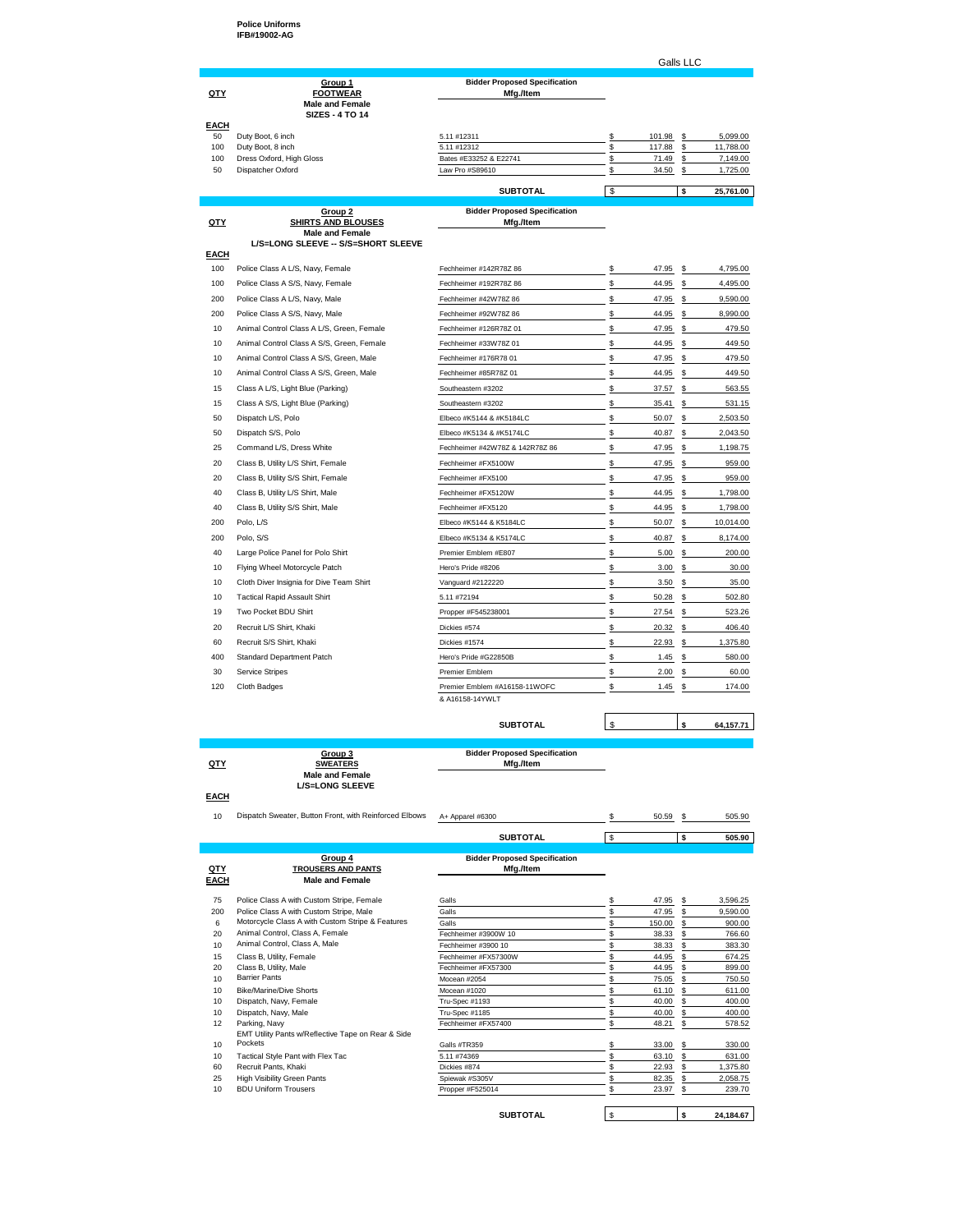**Police Uniforms**
**IFB#19002-AG**

Galls LLC

| QTY | Group 1 FOOTWEAR Male and Female SIZES - 4 TO 14 | Bidder Proposed Specification Mfg./Item | | |
|---|---|---|---|---|
| EACH | | | | |
| 50 | Duty Boot, 6 inch | 5.11 #12311 | $ 101.98 | $ 5,099.00 |
| 100 | Duty Boot, 8 inch | 5.11 #12312 | $ 117.88 | $ 11,788.00 |
| 100 | Dress Oxford, High Gloss | Bates #E33252 & E22741 | $ 71.49 | $ 7,149.00 |
| 50 | Dispatcher Oxford | Law Pro #S89610 | $ 34.50 | $ 1,725.00 |
| | | **SUBTOTAL** | $ | **$ 25,761.00** |

| QTY | Group 2 SHIRTS AND BLOUSES Male and Female L/S=LONG SLEEVE -- S/S=SHORT SLEEVE | Bidder Proposed Specification Mfg./Item | | |
|---|---|---|---|---|
| EACH | | | | |
| 100 | Police Class A L/S, Navy, Female | Fechheimer #142R78Z 86 | $ 47.95 | $ 4,795.00 |
| 100 | Police Class A S/S, Navy, Female | Fechheimer #192R78Z 86 | $ 44.95 | $ 4,495.00 |
| 200 | Police Class A L/S, Navy, Male | Fechheimer #42W78Z 86 | $ 47.95 | $ 9,590.00 |
| 200 | Police Class A S/S, Navy, Male | Fechheimer #92W78Z 86 | $ 44.95 | $ 8,990.00 |
| 10 | Animal Control Class A L/S, Green, Female | Fechheimer #126R78Z 01 | $ 47.95 | $ 479.50 |
| 10 | Animal Control Class A S/S, Green, Female | Fechheimer #33W78Z 01 | $ 44.95 | $ 449.50 |
| 10 | Animal Control Class A S/S, Green, Male | Fechheimer #176R78 01 | $ 47.95 | $ 479.50 |
| 10 | Animal Control Class A S/S, Green, Male | Fechheimer #85R78Z 01 | $ 44.95 | $ 449.50 |
| 15 | Class A L/S, Light Blue (Parking) | Southeastern #3202 | $ 37.57 | $ 563.55 |
| 15 | Class A S/S, Light Blue (Parking) | Southeastern #3202 | $ 35.41 | $ 531.15 |
| 50 | Dispatch L/S, Polo | Elbeco #K5144 & #K5184LC | $ 50.07 | $ 2,503.50 |
| 50 | Dispatch S/S, Polo | Elbeco #K5134 & #K5174LC | $ 40.87 | $ 2,043.50 |
| 25 | Command L/S, Dress White | Fechheimer #42W78Z & 142R78Z 86 | $ 47.95 | $ 1,198.75 |
| 20 | Class B, Utility L/S Shirt, Female | Fechheimer #FX5100W | $ 47.95 | $ 959.00 |
| 20 | Class B, Utility S/S Shirt, Female | Fechheimer #FX5100 | $ 47.95 | $ 959.00 |
| 40 | Class B, Utility L/S Shirt, Male | Fechheimer #FX5120W | $ 44.95 | $ 1,798.00 |
| 40 | Class B, Utility S/S Shirt, Male | Fechheimer #FX5120 | $ 44.95 | $ 1,798.00 |
| 200 | Polo, L/S | Elbeco #K5144 & K5184LC | $ 50.07 | $ 10,014.00 |
| 200 | Polo, S/S | Elbeco #K5134 & K5174LC | $ 40.87 | $ 8,174.00 |
| 40 | Large Police Panel for Polo Shirt | Premier Emblem #E807 | $ 5.00 | $ 200.00 |
| 10 | Flying Wheel Motorcycle Patch | Hero's Pride #8206 | $ 3.00 | $ 30.00 |
| 10 | Cloth Diver Insignia for Dive Team Shirt | Vanguard #2122220 | $ 3.50 | $ 35.00 |
| 10 | Tactical Rapid Assault Shirt | 5.11 #72194 | $ 50.28 | $ 502.80 |
| 19 | Two Pocket BDU Shirt | Propper #F545238001 | $ 27.54 | $ 523.26 |
| 20 | Recruit L/S Shirt, Khaki | Dickies #574 | $ 20.32 | $ 406.40 |
| 60 | Recruit S/S Shirt, Khaki | Dickies #1574 | $ 22.93 | $ 1,375.80 |
| 400 | Standard Department Patch | Hero's Pride #G22850B | $ 1.45 | $ 580.00 |
| 30 | Service Stripes | Premier Emblem | $ 2.00 | $ 60.00 |
| 120 | Cloth Badges | Premier Emblem #A16158-11WOFC & A16158-14YWLT | $ 1.45 | $ 174.00 |
| | | **SUBTOTAL** | $ | **$ 64,157.71** |

| QTY | Group 3 SWEATERS Male and Female L/S=LONG SLEEVE | Bidder Proposed Specification Mfg./Item | | |
|---|---|---|---|---|
| EACH | | | | |
| 10 | Dispatch Sweater, Button Front, with Reinforced Elbows | A+ Apparel #6300 | $ 50.59 | $ 505.90 |
| | | **SUBTOTAL** | $ | **$ 505.90** |

| QTY EACH | Group 4 TROUSERS AND PANTS Male and Female | Bidder Proposed Specification Mfg./Item | | |
|---|---|---|---|---|
| 75 | Police Class A with Custom Stripe, Female | Galls | $ 47.95 | $ 3,596.25 |
| 200 | Police Class A with Custom Stripe, Male | Galls | $ 47.95 | $ 9,590.00 |
| 6 | Motorcycle Class A with Custom Stripe & Features | Galls | $ 150.00 | $ 900.00 |
| 20 | Animal Control, Class A, Female | Fechheimer #3900W 10 | $ 38.33 | $ 766.60 |
| 10 | Animal Control, Class A, Male | Fechheimer #3900 10 | $ 38.33 | $ 383.30 |
| 15 | Class B, Utility, Female | Fechheimer #FX57300W | $ 44.95 | $ 674.25 |
| 20 | Class B, Utility, Male | Fechheimer #FX57300 | $ 44.95 | $ 899.00 |
| 10 | Barrier Pants | Mocean #2054 | $ 75.05 | $ 750.50 |
| 10 | Bike/Marine/Dive Shorts | Mocean #1020 | $ 61.10 | $ 611.00 |
| 10 | Dispatch, Navy, Female | Tru-Spec #1193 | $ 40.00 | $ 400.00 |
| 10 | Dispatch, Navy, Male | Tru-Spec #1185 | $ 40.00 | $ 400.00 |
| 12 | Parking, Navy | Fechheimer #FX57400 | $ 48.21 | $ 578.52 |
| 10 | EMT Utility Pants w/Reflective Tape on Rear & Side Pockets | Galls #TR359 | $ 33.00 | $ 330.00 |
| 10 | Tactical Style Pant with Flex Tac | 5.11 #74369 | $ 63.10 | $ 631.00 |
| 60 | Recruit Pants, Khaki | Dickies #874 | $ 22.93 | $ 1,375.80 |
| 25 | High Visibility Green Pants | Spiewak #S305V | $ 82.35 | $ 2,058.75 |
| 10 | BDU Uniform Trousers | Propper #F525014 | $ 23.97 | $ 239.70 |
| | | **SUBTOTAL** | $ | **$ 24,184.67** |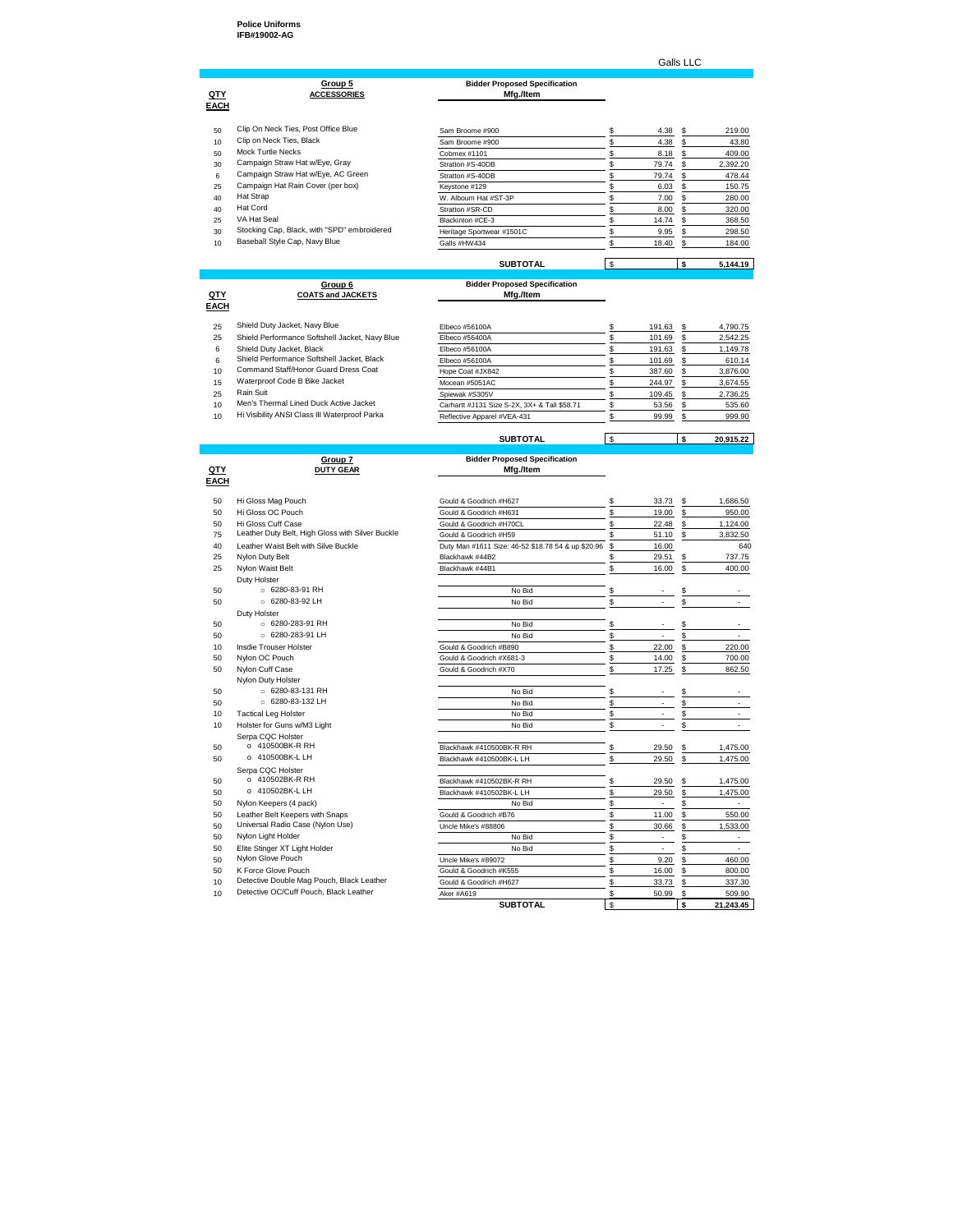**Police Uniforms**
**IFB#19002-AG**

Galls LLC

| QTY EACH | Group 5 ACCESSORIES | Bidder Proposed Specification Mfg./Item | | |
|---|---|---|---|---|
| 50 | Clip On Neck Ties, Post Office Blue | Sam Broome #900 | $ 4.38 | $ 219.00 |
| 10 | Clip on Neck Ties, Black | Sam Broome #900 | $ 4.38 | $ 43.80 |
| 50 | Mock Turtle Necks | Cobmex #1101 | $ 8.18 | $ 409.00 |
| 30 | Campaign Straw Hat w/Eye, Gray | Stratton #S-40DB | $ 79.74 | $ 2,392.20 |
| 6 | Campaign Straw Hat w/Eye, AC Green | Stratton #S-40DB | $ 79.74 | $ 478.44 |
| 25 | Campaign Hat Rain Cover (per box) | Keystone #129 | $ 6.03 | $ 150.75 |
| 40 | Hat Strap | W. Alboum Hat #ST-3P | $ 7.00 | $ 280.00 |
| 40 | Hat Cord | Stratton #SR-CD | $ 8.00 | $ 320.00 |
| 25 | VA Hat Seal | Blackinton #CE-3 | $ 14.74 | $ 368.50 |
| 30 | Stocking Cap, Black, with "SPD" embroidered | Heritage Sportwear #1501C | $ 9.95 | $ 298.50 |
| 10 | Baseball Style Cap, Navy Blue | Galls #HW434 | $ 18.40 | $ 184.00 |
| | | **SUBTOTAL** | $ | **$ 5,144.19** |

| QTY EACH | Group 6 COATS and JACKETS | Bidder Proposed Specification Mfg./Item | | |
|---|---|---|---|---|
| 25 | Shield Duty Jacket, Navy Blue | Elbeco #56100A | $ 191.63 | $ 4,790.75 |
| 25 | Shield Performance Softshell Jacket, Navy Blue | Elbeco #56400A | $ 101.69 | $ 2,542.25 |
| 6 | Shield Duty Jacket, Black | Elbeco #56100A | $ 191.63 | $ 1,149.78 |
| 6 | Shield Performance Softshell Jacket, Black | Elbeco #56100A | $ 101.69 | $ 610.14 |
| 10 | Command Staff/Honor Guard Dress Coat | Hope Coat #JX842 | $ 387.60 | $ 3,876.00 |
| 15 | Waterproof Code B Bike Jacket | Mocean #5051AC | $ 244.97 | $ 3,674.55 |
| 25 | Rain Suit | Spiewak #S305V | $ 109.45 | $ 2,736.25 |
| 10 | Men's Thermal Lined Duck Active Jacket | Carhartt #J131 Size S-2X, 3X+ & Tall $58.71 | $ 53.56 | $ 535.60 |
| 10 | Hi Visibility ANSI Class III Waterproof Parka | Reflective Apparel #VEA-431 | $ 99.99 | $ 999.90 |
| | | **SUBTOTAL** | $ | **$ 20,915.22** |

| QTY EACH | Group 7 DUTY GEAR | Bidder Proposed Specification Mfg./Item | | |
|---|---|---|---|---|
| 50 | Hi Gloss Mag Pouch | Gould & Goodrich #H627 | $ 33.73 | $ 1,686.50 |
| 50 | Hi Gloss OC Pouch | Gould & Goodrich #H631 | $ 19.00 | $ 950.00 |
| 50 | Hi Gloss Cuff Case | Gould & Goodrich #H70CL | $ 22.48 | $ 1,124.00 |
| 75 | Leather Duty Belt, High Gloss with Silver Buckle | Gould & Goodrich #H59 | $ 51.10 | $ 3,832.50 |
| 40 | Leather Waist Belt with Silve Buckle | Duty Man #1611 Size: 46-52 $18.78 54 & up $20.96 | $ 16.00 | 640 |
| 25 | Nylon Duty Belt | Blackhawk #44B2 | $ 29.51 | $ 737.75 |
| 25 | Nylon Waist Belt | Blackhawk #44B1 | $ 16.00 | $ 400.00 |
| | Duty Holster | | | |
| 50 | ○ 6280-83-91 RH | No Bid | $ - | $ - |
| 50 | ○ 6280-83-92 LH | No Bid | $ - | $ - |
| | Duty Holster | | | |
| 50 | ○ 6280-283-91 RH | No Bid | $ - | $ - |
| 50 | ○ 6280-283-91 LH | No Bid | $ - | $ - |
| 10 | Insdie Trouser Holster | Gould & Goodrich #B890 | $ 22.00 | $ 220.00 |
| 50 | Nylon OC Pouch | Gould & Goodrich #X681-3 | $ 14.00 | $ 700.00 |
| 50 | Nylon Cuff Case | Gould & Goodrich #X70 | $ 17.25 | $ 862.50 |
| | Nylon Duty Holster | | | |
| 50 | ○ 6280-83-131 RH | No Bid | $ - | $ - |
| 50 | ○ 6280-83-132 LH | No Bid | $ - | $ - |
| 10 | Tactical Leg Holster | No Bid | $ - | $ - |
| 10 | Holster for Guns w/M3 Light | No Bid | $ - | $ - |
| | Serpa CQC Holster | | | |
| 50 | o 410500BK-R RH | Blackhawk #410500BK-R RH | $ 29.50 | $ 1,475.00 |
| 50 | o 410500BK-L LH | Blackhawk #410500BK-L LH | $ 29.50 | $ 1,475.00 |
| | Serpa CQC Holster | | | |
| 50 | o 410502BK-R RH | Blackhawk #410502BK-R RH | $ 29.50 | $ 1,475.00 |
| 50 | o 410502BK-L LH | Blackhawk #410502BK-L LH | $ 29.50 | $ 1,475.00 |
| 50 | Nylon Keepers (4 pack) | No Bid | $ - | $ - |
| 50 | Leather Belt Keepers with Snaps | Gould & Goodrich #B76 | $ 11.00 | $ 550.00 |
| 50 | Universal Radio Case (Nylon Use) | Uncle Mike's #88806 | $ 30.66 | $ 1,533.00 |
| 50 | Nylon Light Holder | No Bid | $ - | $ - |
| 50 | Elite Stinger XT Light Holder | No Bid | $ - | $ - |
| 50 | Nylon Glove Pouch | Uncle Mike's #89072 | $ 9.20 | $ 460.00 |
| 50 | K Force Glove Pouch | Gould & Goodrich #K555 | $ 16.00 | $ 800.00 |
| 10 | Detective Double Mag Pouch, Black Leather | Gould & Goodrich #H627 | $ 33.73 | $ 337.30 |
| 10 | Detective OC/Cuff Pouch, Black Leather | Aker #A619 | $ 50.99 | $ 509.90 |
| | | **SUBTOTAL** | $ | **$ 21,243.45** |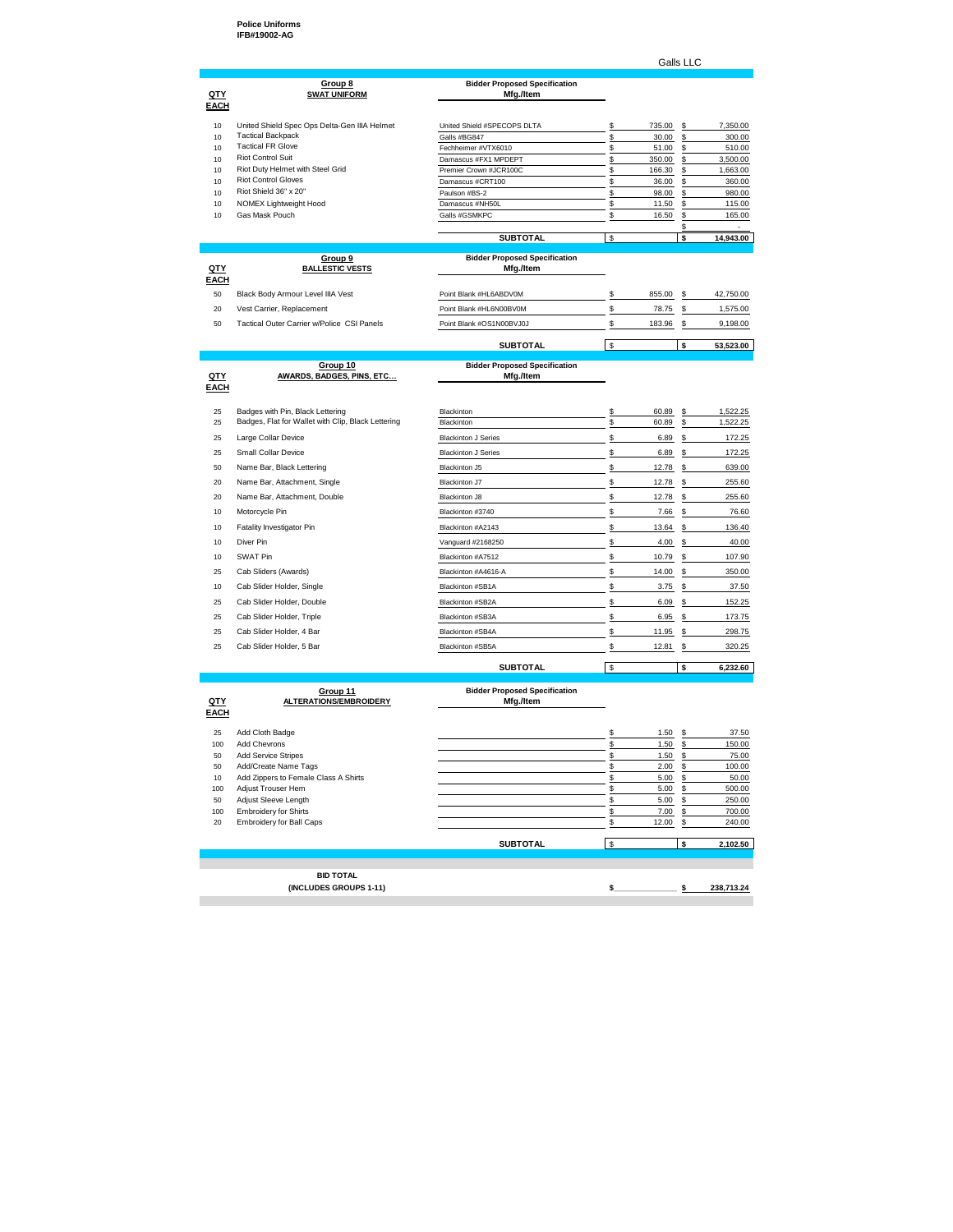**Police Uniforms**
**IFB#19002-AG**

Galls LLC

| QTY EACH | Group 8 SWAT UNIFORM | Bidder Proposed Specification Mfg./Item | | |
|---|---|---|---|---|
| 10 | United Shield Spec Ops Delta-Gen IIIA Helmet | United Shield #SPECOPS DLTA | $ 735.00 | $ 7,350.00 |
| 10 | Tactical Backpack | Galls #BG847 | $ 30.00 | $ 300.00 |
| 10 | Tactical FR Glove | Fechheimer #VTX6010 | $ 51.00 | $ 510.00 |
| 10 | Riot Control Suit | Damascus #FX1 MPDEPT | $ 350.00 | $ 3,500.00 |
| 10 | Riot Duty Helmet with Steel Grid | Premier Crown #JCR100C | $ 166.30 | $ 1,663.00 |
| 10 | Riot Control Gloves | Damascus #CRT100 | $ 36.00 | $ 360.00 |
| 10 | Riot Shield 36" x 20" | Paulson #BS-2 | $ 98.00 | $ 980.00 |
| 10 | NOMEX Lightweight Hood | Damascus #NH50L | $ 11.50 | $ 115.00 |
| 10 | Gas Mask Pouch | Galls #GSMKPC | $ 16.50 | $ 165.00 |
| | | | | $ - |
| | | **SUBTOTAL** | $ | **$ 14,943.00** |

| QTY EACH | Group 9 BALLESTIC VESTS | Bidder Proposed Specification Mfg./Item | | |
|---|---|---|---|---|
| 50 | Black Body Armour Level IIIA Vest | Point Blank #HL6ABDV0M | $ 855.00 | $ 42,750.00 |
| 20 | Vest Carrier, Replacement | Point Blank #HL6N00BV0M | $ 78.75 | $ 1,575.00 |
| 50 | Tactical Outer Carrier w/Police CSI Panels | Point Blank #OS1N00BVJ0J | $ 183.96 | $ 9,198.00 |
| | | **SUBTOTAL** | $ | **$ 53,523.00** |

| QTY EACH | Group 10 AWARDS, BADGES, PINS, ETC… | Bidder Proposed Specification Mfg./Item | | |
|---|---|---|---|---|
| 25 | Badges with Pin, Black Lettering | Blackinton | $ 60.89 | $ 1,522.25 |
| 25 | Badges, Flat for Wallet with Clip, Black Lettering | Blackinton | $ 60.89 | $ 1,522.25 |
| 25 | Large Collar Device | Blackinton J Series | $ 6.89 | $ 172.25 |
| 25 | Small Collar Device | Blackinton J Series | $ 6.89 | $ 172.25 |
| 50 | Name Bar, Black Lettering | Blackinton J5 | $ 12.78 | $ 639.00 |
| 20 | Name Bar, Attachment, Single | Blackinton J7 | $ 12.78 | $ 255.60 |
| 20 | Name Bar, Attachment, Double | Blackinton J8 | $ 12.78 | $ 255.60 |
| 10 | Motorcycle Pin | Blackinton #3740 | $ 7.66 | $ 76.60 |
| 10 | Fatality Investigator Pin | Blackinton #A2143 | $ 13.64 | $ 136.40 |
| 10 | Diver Pin | Vanguard #2168250 | $ 4.00 | $ 40.00 |
| 10 | SWAT Pin | Blackinton #A7512 | $ 10.79 | $ 107.90 |
| 25 | Cab Sliders (Awards) | Blackinton #A4616-A | $ 14.00 | $ 350.00 |
| 10 | Cab Slider Holder, Single | Blackinton #SB1A | $ 3.75 | $ 37.50 |
| 25 | Cab Slider Holder, Double | Blackinton #SB2A | $ 6.09 | $ 152.25 |
| 25 | Cab Slider Holder, Triple | Blackinton #SB3A | $ 6.95 | $ 173.75 |
| 25 | Cab Slider Holder, 4 Bar | Blackinton #SB4A | $ 11.95 | $ 298.75 |
| 25 | Cab Slider Holder, 5 Bar | Blackinton #SB5A | $ 12.81 | $ 320.25 |
| | | **SUBTOTAL** | $ | **$ 6,232.60** |

| QTY EACH | Group 11 ALTERATIONS/EMBROIDERY | Bidder Proposed Specification Mfg./Item | | |
|---|---|---|---|---|
| 25 | Add Cloth Badge | | $ 1.50 | $ 37.50 |
| 100 | Add Chevrons | | $ 1.50 | $ 150.00 |
| 50 | Add Service Stripes | | $ 1.50 | $ 75.00 |
| 50 | Add/Create Name Tags | | $ 2.00 | $ 100.00 |
| 10 | Add Zippers to Female Class A Shirts | | $ 5.00 | $ 50.00 |
| 100 | Adjust Trouser Hem | | $ 5.00 | $ 500.00 |
| 50 | Adjust Sleeve Length | | $ 5.00 | $ 250.00 |
| 100 | Embroidery for Shirts | | $ 7.00 | $ 700.00 |
| 20 | Embroidery for Ball Caps | | $ 12.00 | $ 240.00 |
| | | **SUBTOTAL** | $ | **$ 2,102.50** |

| | | |
|---|---|---|
| **BID TOTAL (INCLUDES GROUPS 1-11)** | $____________ | **$ 238,713.24** |